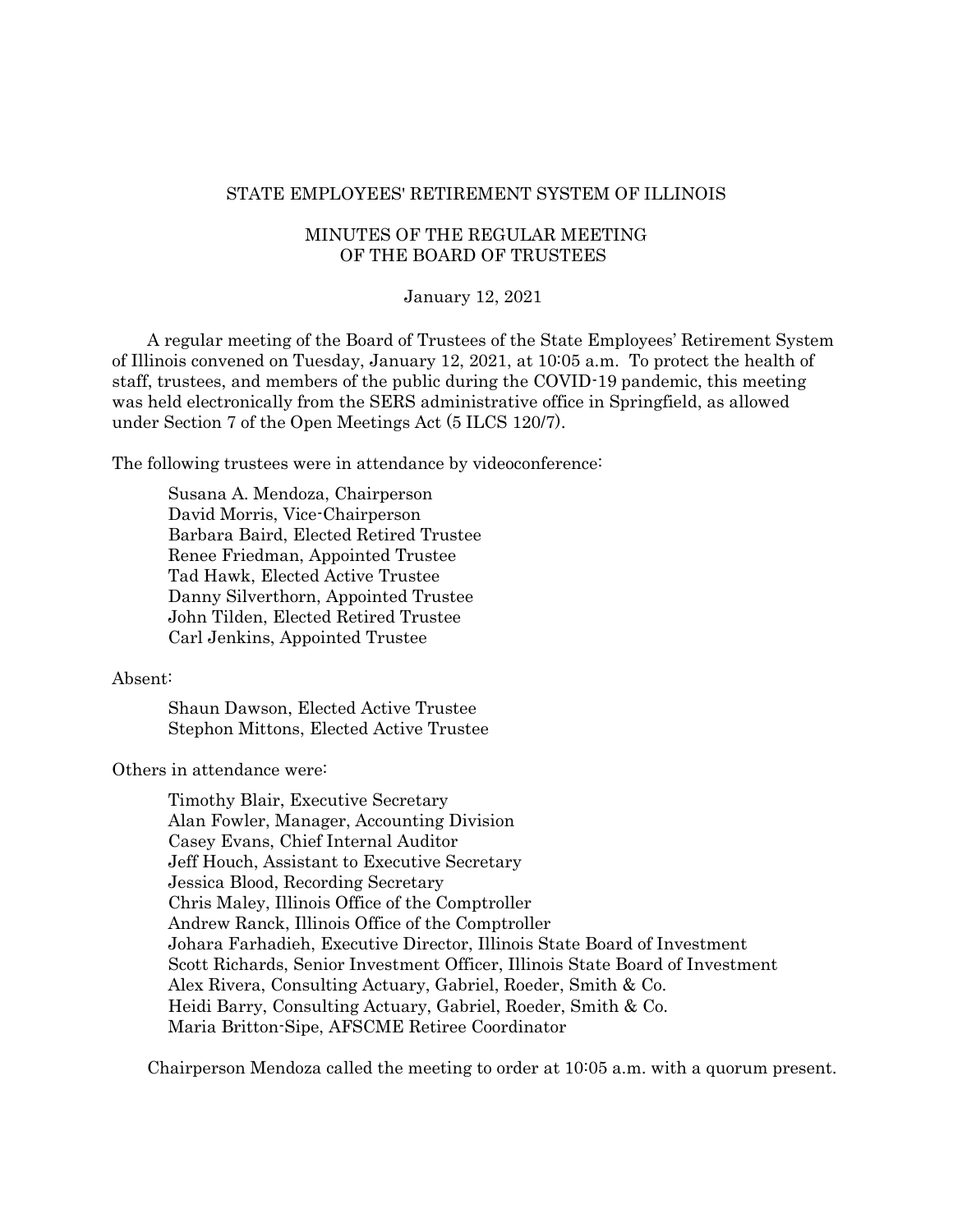# STATE EMPLOYEES' RETIREMENT SYSTEM OF ILLINOIS

## MINUTES OF THE REGULAR MEETING OF THE BOARD OF TRUSTEES

January 12, 2021

A regular meeting of the Board of Trustees of the State Employees' Retirement System of Illinois convened on Tuesday, January 12, 2021, at 10:05 a.m. To protect the health of staff, trustees, and members of the public during the COVID-19 pandemic, this meeting was held electronically from the SERS administrative office in Springfield, as allowed under Section 7 of the Open Meetings Act (5 ILCS 120/7).

The following trustees were in attendance by videoconference:

Susana A. Mendoza, Chairperson
David Morris, Vice-Chairperson
Barbara Baird, Elected Retired Trustee
Renee Friedman, Appointed Trustee
Tad Hawk, Elected Active Trustee
Danny Silverthorn, Appointed Trustee
John Tilden, Elected Retired Trustee
Carl Jenkins, Appointed Trustee

Absent:

Shaun Dawson, Elected Active Trustee
Stephon Mittons, Elected Active Trustee

Others in attendance were:

Timothy Blair, Executive Secretary
Alan Fowler, Manager, Accounting Division
Casey Evans, Chief Internal Auditor
Jeff Houch, Assistant to Executive Secretary
Jessica Blood, Recording Secretary
Chris Maley, Illinois Office of the Comptroller
Andrew Ranck, Illinois Office of the Comptroller
Johara Farhadieh, Executive Director, Illinois State Board of Investment
Scott Richards, Senior Investment Officer, Illinois State Board of Investment
Alex Rivera, Consulting Actuary, Gabriel, Roeder, Smith & Co.
Heidi Barry, Consulting Actuary, Gabriel, Roeder, Smith & Co.
Maria Britton-Sipe, AFSCME Retiree Coordinator

Chairperson Mendoza called the meeting to order at 10:05 a.m. with a quorum present.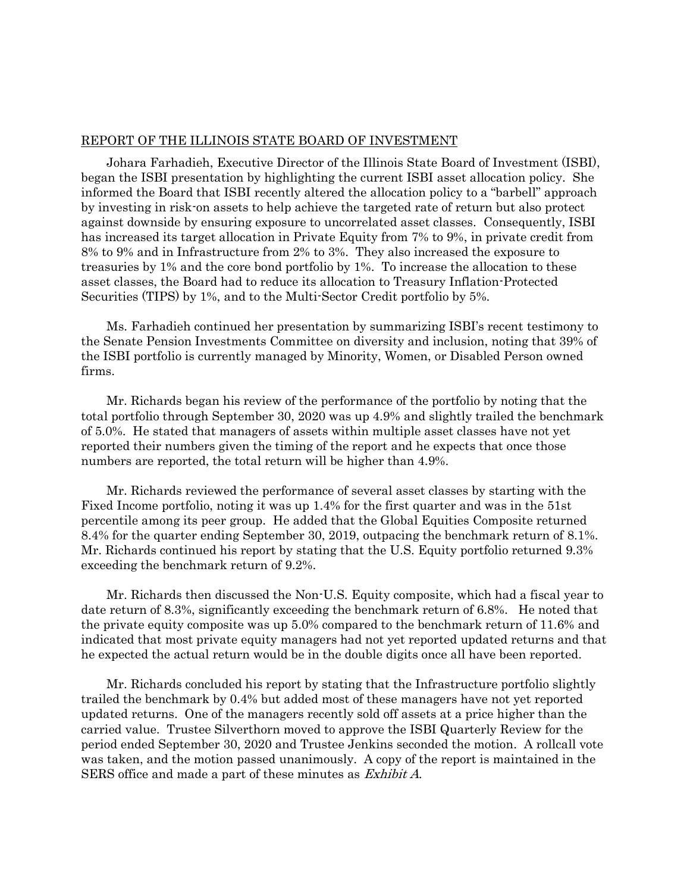## REPORT OF THE ILLINOIS STATE BOARD OF INVESTMENT

Johara Farhadieh, Executive Director of the Illinois State Board of Investment (ISBI), began the ISBI presentation by highlighting the current ISBI asset allocation policy. She informed the Board that ISBI recently altered the allocation policy to a "barbell" approach by investing in risk-on assets to help achieve the targeted rate of return but also protect against downside by ensuring exposure to uncorrelated asset classes. Consequently, ISBI has increased its target allocation in Private Equity from 7% to 9%, in private credit from 8% to 9% and in Infrastructure from 2% to 3%. They also increased the exposure to treasuries by 1% and the core bond portfolio by 1%. To increase the allocation to these asset classes, the Board had to reduce its allocation to Treasury Inflation-Protected Securities (TIPS) by 1%, and to the Multi-Sector Credit portfolio by 5%.

Ms. Farhadieh continued her presentation by summarizing ISBI's recent testimony to the Senate Pension Investments Committee on diversity and inclusion, noting that 39% of the ISBI portfolio is currently managed by Minority, Women, or Disabled Person owned firms.

Mr. Richards began his review of the performance of the portfolio by noting that the total portfolio through September 30, 2020 was up 4.9% and slightly trailed the benchmark of 5.0%. He stated that managers of assets within multiple asset classes have not yet reported their numbers given the timing of the report and he expects that once those numbers are reported, the total return will be higher than 4.9%.

Mr. Richards reviewed the performance of several asset classes by starting with the Fixed Income portfolio, noting it was up 1.4% for the first quarter and was in the 51st percentile among its peer group. He added that the Global Equities Composite returned 8.4% for the quarter ending September 30, 2019, outpacing the benchmark return of 8.1%. Mr. Richards continued his report by stating that the U.S. Equity portfolio returned 9.3% exceeding the benchmark return of 9.2%.

Mr. Richards then discussed the Non-U.S. Equity composite, which had a fiscal year to date return of 8.3%, significantly exceeding the benchmark return of 6.8%. He noted that the private equity composite was up 5.0% compared to the benchmark return of 11.6% and indicated that most private equity managers had not yet reported updated returns and that he expected the actual return would be in the double digits once all have been reported.

Mr. Richards concluded his report by stating that the Infrastructure portfolio slightly trailed the benchmark by 0.4% but added most of these managers have not yet reported updated returns. One of the managers recently sold off assets at a price higher than the carried value. Trustee Silverthorn moved to approve the ISBI Quarterly Review for the period ended September 30, 2020 and Trustee Jenkins seconded the motion. A rollcall vote was taken, and the motion passed unanimously. A copy of the report is maintained in the SERS office and made a part of these minutes as *Exhibit A*.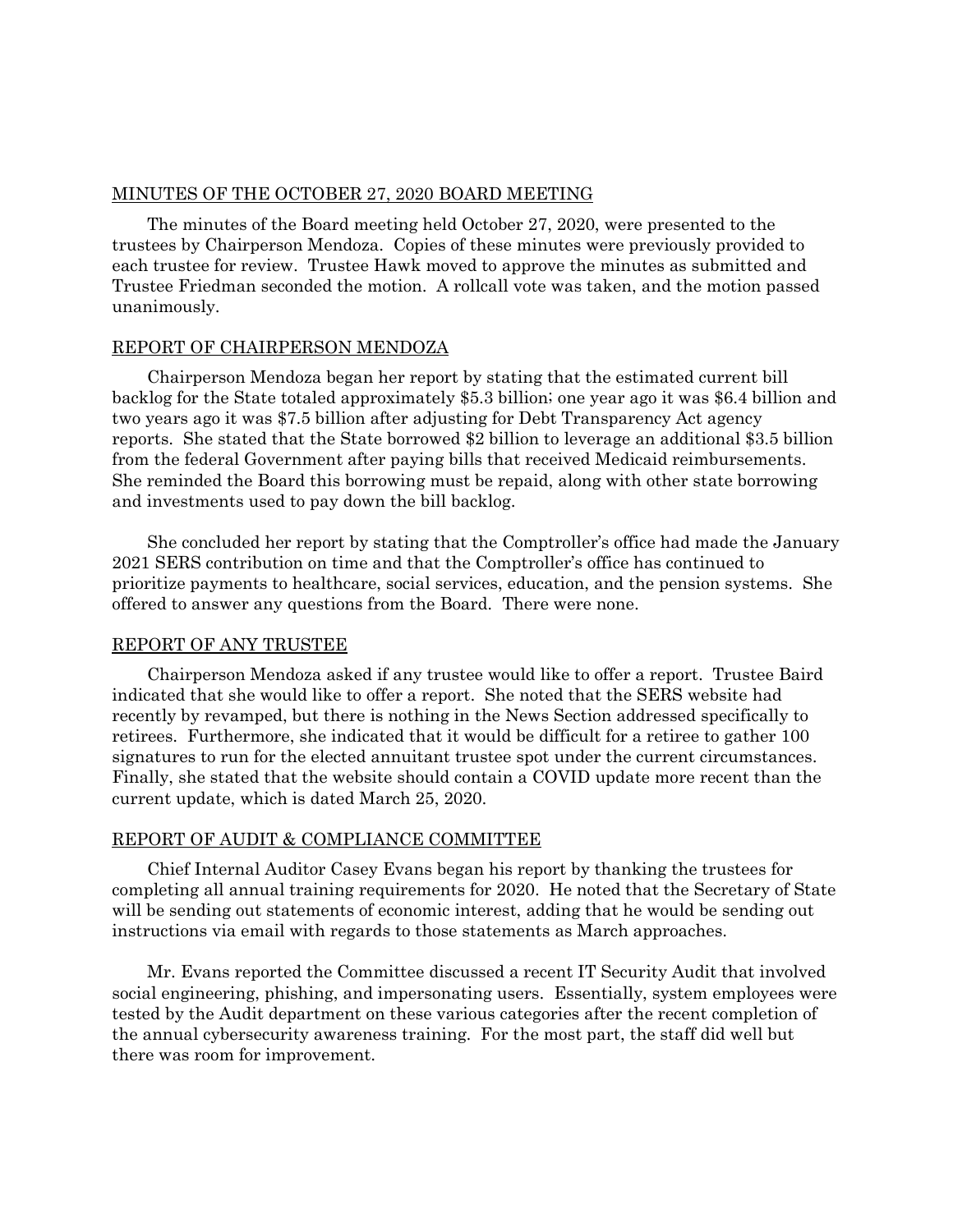## MINUTES OF THE OCTOBER 27, 2020 BOARD MEETING

The minutes of the Board meeting held October 27, 2020, were presented to the trustees by Chairperson Mendoza. Copies of these minutes were previously provided to each trustee for review. Trustee Hawk moved to approve the minutes as submitted and Trustee Friedman seconded the motion. A rollcall vote was taken, and the motion passed unanimously.

## REPORT OF CHAIRPERSON MENDOZA

Chairperson Mendoza began her report by stating that the estimated current bill backlog for the State totaled approximately $5.3 billion; one year ago it was $6.4 billion and two years ago it was $7.5 billion after adjusting for Debt Transparency Act agency reports. She stated that the State borrowed $2 billion to leverage an additional $3.5 billion from the federal Government after paying bills that received Medicaid reimbursements. She reminded the Board this borrowing must be repaid, along with other state borrowing and investments used to pay down the bill backlog.

She concluded her report by stating that the Comptroller's office had made the January 2021 SERS contribution on time and that the Comptroller's office has continued to prioritize payments to healthcare, social services, education, and the pension systems. She offered to answer any questions from the Board. There were none.

## REPORT OF ANY TRUSTEE

Chairperson Mendoza asked if any trustee would like to offer a report. Trustee Baird indicated that she would like to offer a report. She noted that the SERS website had recently by revamped, but there is nothing in the News Section addressed specifically to retirees. Furthermore, she indicated that it would be difficult for a retiree to gather 100 signatures to run for the elected annuitant trustee spot under the current circumstances. Finally, she stated that the website should contain a COVID update more recent than the current update, which is dated March 25, 2020.

## REPORT OF AUDIT & COMPLIANCE COMMITTEE

Chief Internal Auditor Casey Evans began his report by thanking the trustees for completing all annual training requirements for 2020. He noted that the Secretary of State will be sending out statements of economic interest, adding that he would be sending out instructions via email with regards to those statements as March approaches.

Mr. Evans reported the Committee discussed a recent IT Security Audit that involved social engineering, phishing, and impersonating users. Essentially, system employees were tested by the Audit department on these various categories after the recent completion of the annual cybersecurity awareness training. For the most part, the staff did well but there was room for improvement.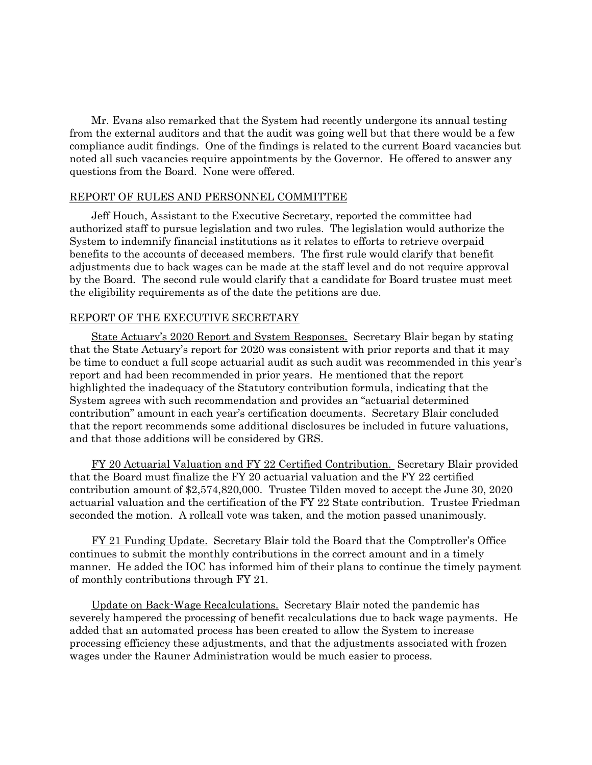Mr. Evans also remarked that the System had recently undergone its annual testing from the external auditors and that the audit was going well but that there would be a few compliance audit findings. One of the findings is related to the current Board vacancies but noted all such vacancies require appointments by the Governor. He offered to answer any questions from the Board. None were offered.

REPORT OF RULES AND PERSONNEL COMMITTEE

Jeff Houch, Assistant to the Executive Secretary, reported the committee had authorized staff to pursue legislation and two rules. The legislation would authorize the System to indemnify financial institutions as it relates to efforts to retrieve overpaid benefits to the accounts of deceased members. The first rule would clarify that benefit adjustments due to back wages can be made at the staff level and do not require approval by the Board. The second rule would clarify that a candidate for Board trustee must meet the eligibility requirements as of the date the petitions are due.

REPORT OF THE EXECUTIVE SECRETARY

State Actuary's 2020 Report and System Responses. Secretary Blair began by stating that the State Actuary's report for 2020 was consistent with prior reports and that it may be time to conduct a full scope actuarial audit as such audit was recommended in this year's report and had been recommended in prior years. He mentioned that the report highlighted the inadequacy of the Statutory contribution formula, indicating that the System agrees with such recommendation and provides an "actuarial determined contribution" amount in each year's certification documents. Secretary Blair concluded that the report recommends some additional disclosures be included in future valuations, and that those additions will be considered by GRS.

FY 20 Actuarial Valuation and FY 22 Certified Contribution. Secretary Blair provided that the Board must finalize the FY 20 actuarial valuation and the FY 22 certified contribution amount of $2,574,820,000. Trustee Tilden moved to accept the June 30, 2020 actuarial valuation and the certification of the FY 22 State contribution. Trustee Friedman seconded the motion. A rollcall vote was taken, and the motion passed unanimously.

FY 21 Funding Update. Secretary Blair told the Board that the Comptroller's Office continues to submit the monthly contributions in the correct amount and in a timely manner. He added the IOC has informed him of their plans to continue the timely payment of monthly contributions through FY 21.

Update on Back-Wage Recalculations. Secretary Blair noted the pandemic has severely hampered the processing of benefit recalculations due to back wage payments. He added that an automated process has been created to allow the System to increase processing efficiency these adjustments, and that the adjustments associated with frozen wages under the Rauner Administration would be much easier to process.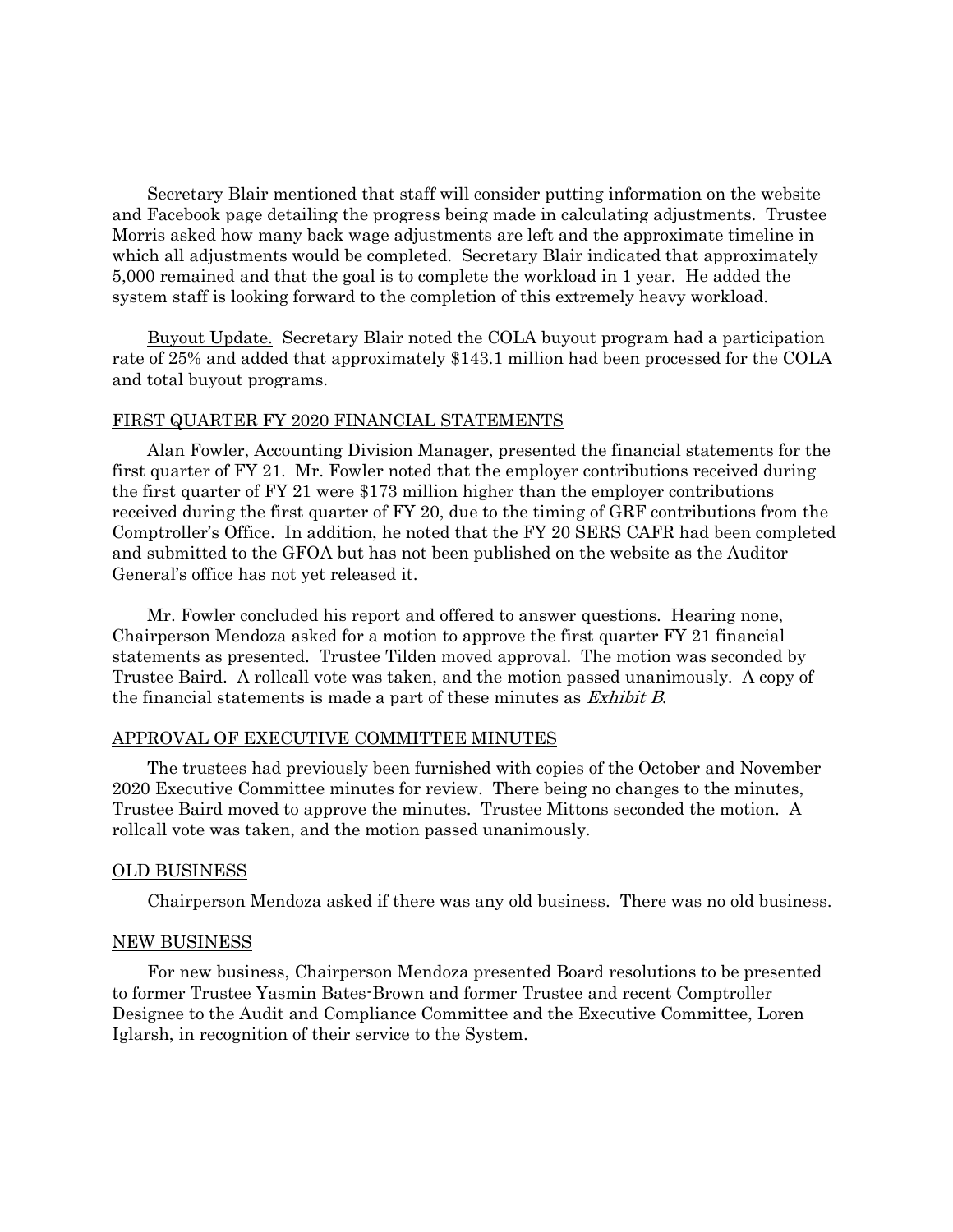Secretary Blair mentioned that staff will consider putting information on the website and Facebook page detailing the progress being made in calculating adjustments. Trustee Morris asked how many back wage adjustments are left and the approximate timeline in which all adjustments would be completed. Secretary Blair indicated that approximately 5,000 remained and that the goal is to complete the workload in 1 year. He added the system staff is looking forward to the completion of this extremely heavy workload.

Buyout Update. Secretary Blair noted the COLA buyout program had a participation rate of 25% and added that approximately $143.1 million had been processed for the COLA and total buyout programs.

## FIRST QUARTER FY 2020 FINANCIAL STATEMENTS

Alan Fowler, Accounting Division Manager, presented the financial statements for the first quarter of FY 21. Mr. Fowler noted that the employer contributions received during the first quarter of FY 21 were $173 million higher than the employer contributions received during the first quarter of FY 20, due to the timing of GRF contributions from the Comptroller's Office. In addition, he noted that the FY 20 SERS CAFR had been completed and submitted to the GFOA but has not been published on the website as the Auditor General's office has not yet released it.

Mr. Fowler concluded his report and offered to answer questions. Hearing none, Chairperson Mendoza asked for a motion to approve the first quarter FY 21 financial statements as presented. Trustee Tilden moved approval. The motion was seconded by Trustee Baird. A rollcall vote was taken, and the motion passed unanimously. A copy of the financial statements is made a part of these minutes as *Exhibit B*.

## APPROVAL OF EXECUTIVE COMMITTEE MINUTES

The trustees had previously been furnished with copies of the October and November 2020 Executive Committee minutes for review. There being no changes to the minutes, Trustee Baird moved to approve the minutes. Trustee Mittons seconded the motion. A rollcall vote was taken, and the motion passed unanimously.

## OLD BUSINESS

Chairperson Mendoza asked if there was any old business. There was no old business.

## NEW BUSINESS

For new business, Chairperson Mendoza presented Board resolutions to be presented to former Trustee Yasmin Bates-Brown and former Trustee and recent Comptroller Designee to the Audit and Compliance Committee and the Executive Committee, Loren Iglarsh, in recognition of their service to the System.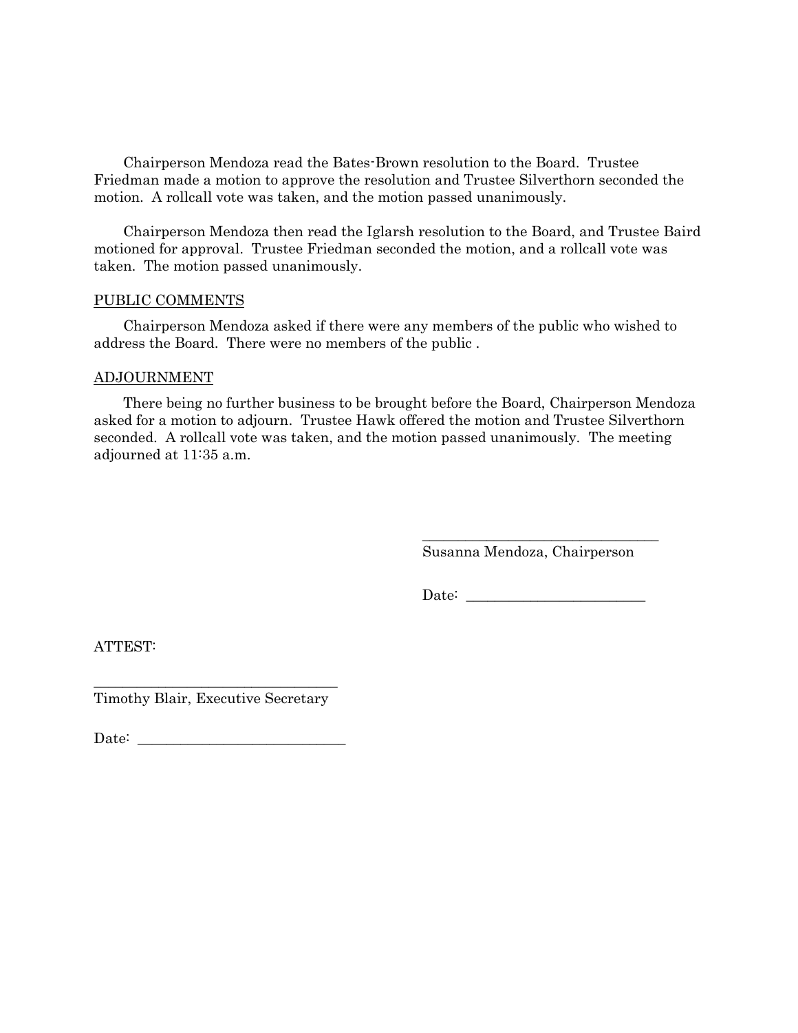Chairperson Mendoza read the Bates-Brown resolution to the Board. Trustee Friedman made a motion to approve the resolution and Trustee Silverthorn seconded the motion. A rollcall vote was taken, and the motion passed unanimously.

Chairperson Mendoza then read the Iglarsh resolution to the Board, and Trustee Baird motioned for approval. Trustee Friedman seconded the motion, and a rollcall vote was taken. The motion passed unanimously.

PUBLIC COMMENTS

Chairperson Mendoza asked if there were any members of the public who wished to address the Board. There were no members of the public .

ADJOURNMENT

There being no further business to be brought before the Board, Chairperson Mendoza asked for a motion to adjourn. Trustee Hawk offered the motion and Trustee Silverthorn seconded. A rollcall vote was taken, and the motion passed unanimously. The meeting adjourned at 11:35 a.m.

\_\_\_\_\_\_\_\_\_\_\_\_\_\_\_\_\_\_\_\_\_\_\_\_\_\_\_\_\_\_\_\_
Susanna Mendoza, Chairperson

Date: \_\_\_\_\_\_\_\_\_\_\_\_\_\_\_\_\_\_\_\_\_\_\_\_

ATTEST:

\_\_\_\_\_\_\_\_\_\_\_\_\_\_\_\_\_\_\_\_\_\_\_\_\_\_\_\_\_\_\_\_
Timothy Blair, Executive Secretary

Date: \_\_\_\_\_\_\_\_\_\_\_\_\_\_\_\_\_\_\_\_\_\_\_\_\_\_\_